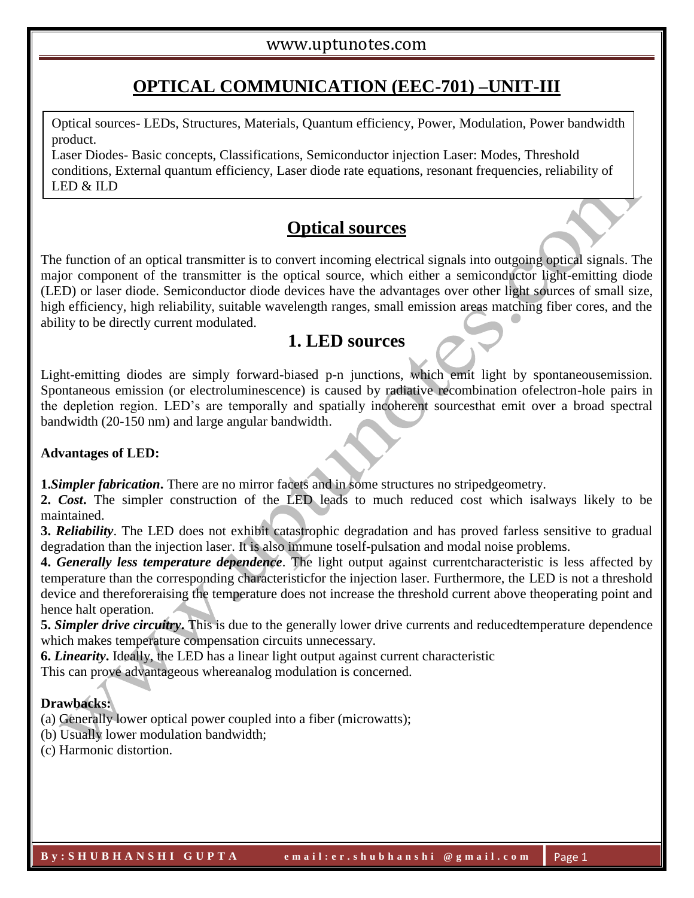# OPTICAL COMMUNICATION (EEC-701) –UNIT-III

Optical sources- LEDs, Structures, Materials, Quantum efficiency, Power, Modulation, Power bandwidth product.
Laser Diodes- Basic concepts, Classifications, Semiconductor injection Laser: Modes, Threshold conditions, External quantum efficiency, Laser diode rate equations, resonant frequencies, reliability of LED & ILD

## Optical sources

The function of an optical transmitter is to convert incoming electrical signals into outgoing optical signals. The major component of the transmitter is the optical source, which either a semiconductor light-emitting diode (LED) or laser diode. Semiconductor diode devices have the advantages over other light sources of small size, high efficiency, high reliability, suitable wavelength ranges, small emission areas matching fiber cores, and the ability to be directly current modulated.

## 1. LED sources

Light-emitting diodes are simply forward-biased p-n junctions, which emit light by spontaneousemission. Spontaneous emission (or electroluminescence) is caused by radiative recombination ofelectron-hole pairs in the depletion region. LED's are temporally and spatially incoherent sourcesthat emit over a broad spectral bandwidth (20-150 nm) and large angular bandwidth.

**Advantages of LED:**

**1.*Simpler fabrication*.** There are no mirror facets and in some structures no stripedgeometry.
**2. *Cost*.** The simpler construction of the LED leads to much reduced cost which isalways likely to be maintained.
**3. *Reliability***. The LED does not exhibit catastrophic degradation and has proved farless sensitive to gradual degradation than the injection laser. It is also immune toself-pulsation and modal noise problems.
**4. *Generally less temperature dependence***. The light output against currentcharacteristic is less affected by temperature than the corresponding characteristicfor the injection laser. Furthermore, the LED is not a threshold device and thereforeraising the temperature does not increase the threshold current above theoperating point and hence halt operation.
**5. *Simpler drive circuitry*.** This is due to the generally lower drive currents and reducedtemperature dependence which makes temperature compensation circuits unnecessary.
**6. *Linearity*.** Ideally, the LED has a linear light output against current characteristic
This can prove advantageous whereanalog modulation is concerned.

**Drawbacks:**
(a) Generally lower optical power coupled into a fiber (microwatts);
(b) Usually lower modulation bandwidth;
(c) Harmonic distortion.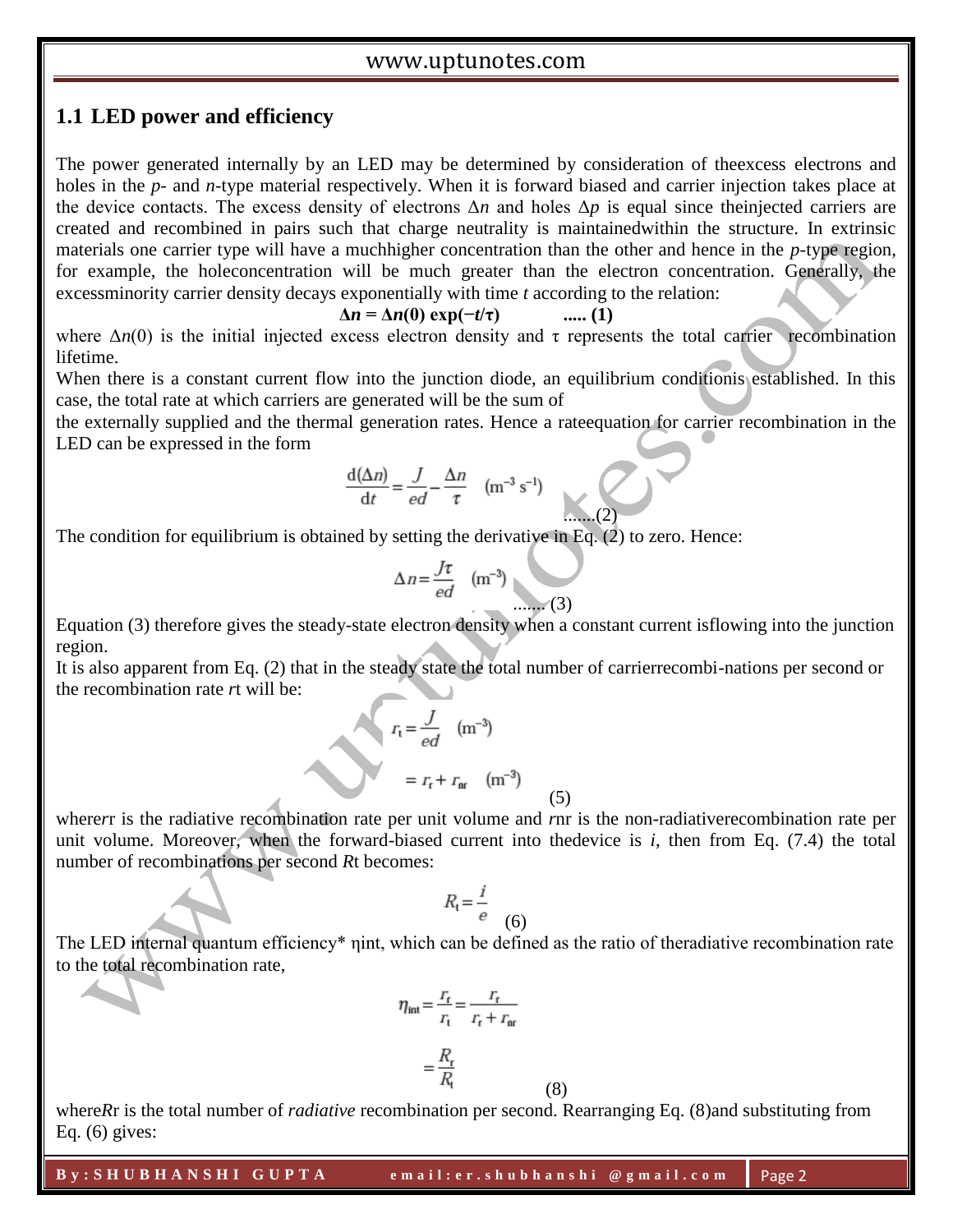## 1.1 LED power and efficiency

The power generated internally by an LED may be determined by consideration of theexcess electrons and holes in the *p*- and *n*-type material respectively. When it is forward biased and carrier injection takes place at the device contacts. The excess density of electrons $\Delta n$ and holes $\Delta p$ is equal since theinjected carriers are created and recombined in pairs such that charge neutrality is maintainedwithin the structure. In extrinsic materials one carrier type will have a muchhigher concentration than the other and hence in the *p*-type region, for example, the holeconcentration will be much greater than the electron concentration. Generally, the excessminority carrier density decays exponentially with time *t* according to the relation:

$$\Delta n = \Delta n(0) \exp(-t/\tau) \qquad \text{..... (1)}$$

where $\Delta n(0)$ is the initial injected excess electron density and $\tau$ represents the total carrier recombination lifetime.

When there is a constant current flow into the junction diode, an equilibrium conditionis established. In this case, the total rate at which carriers are generated will be the sum of the externally supplied and the thermal generation rates. Hence a rateequation for carrier recombination in the LED can be expressed in the form

$$\frac{d(\Delta n)}{dt} = \frac{J}{ed} - \frac{\Delta n}{\tau} \quad (\text{m}^{-3}\ \text{s}^{-1}) \qquad \text{.......(2)}$$

The condition for equilibrium is obtained by setting the derivative in Eq. (2) to zero. Hence:

$$\Delta n = \frac{J\tau}{ed} \quad (\text{m}^{-3}) \qquad \text{....... (3)}$$

Equation (3) therefore gives the steady-state electron density when a constant current isflowing into the junction region.

It is also apparent from Eq. (2) that in the steady state the total number of carrierrecombi-nations per second or the recombination rate *r*t will be:

$$r_t = \frac{J}{ed} \quad (\text{m}^{-3})$$

$$= r_r + r_{nr} \quad (\text{m}^{-3}) \qquad (5)$$

where$r_r$ is the radiative recombination rate per unit volume and $r_{nr}$ is the non-radiativerecombination rate per unit volume. Moreover, when the forward-biased current into thedevice is *i*, then from Eq. (7.4) the total number of recombinations per second $R_t$ becomes:

$$R_t = \frac{i}{e} \qquad (6)$$

The LED internal quantum efficiency* $\eta_{int}$, which can be defined as the ratio of theradiative recombination rate to the total recombination rate,

$$\eta_{int} = \frac{r_r}{r_t} = \frac{r_r}{r_r + r_{nr}}$$

$$= \frac{R_r}{R_t} \qquad (8)$$

where$R_r$ is the total number of *radiative* recombination per second. Rearranging Eq. (8)and substituting from Eq. (6) gives: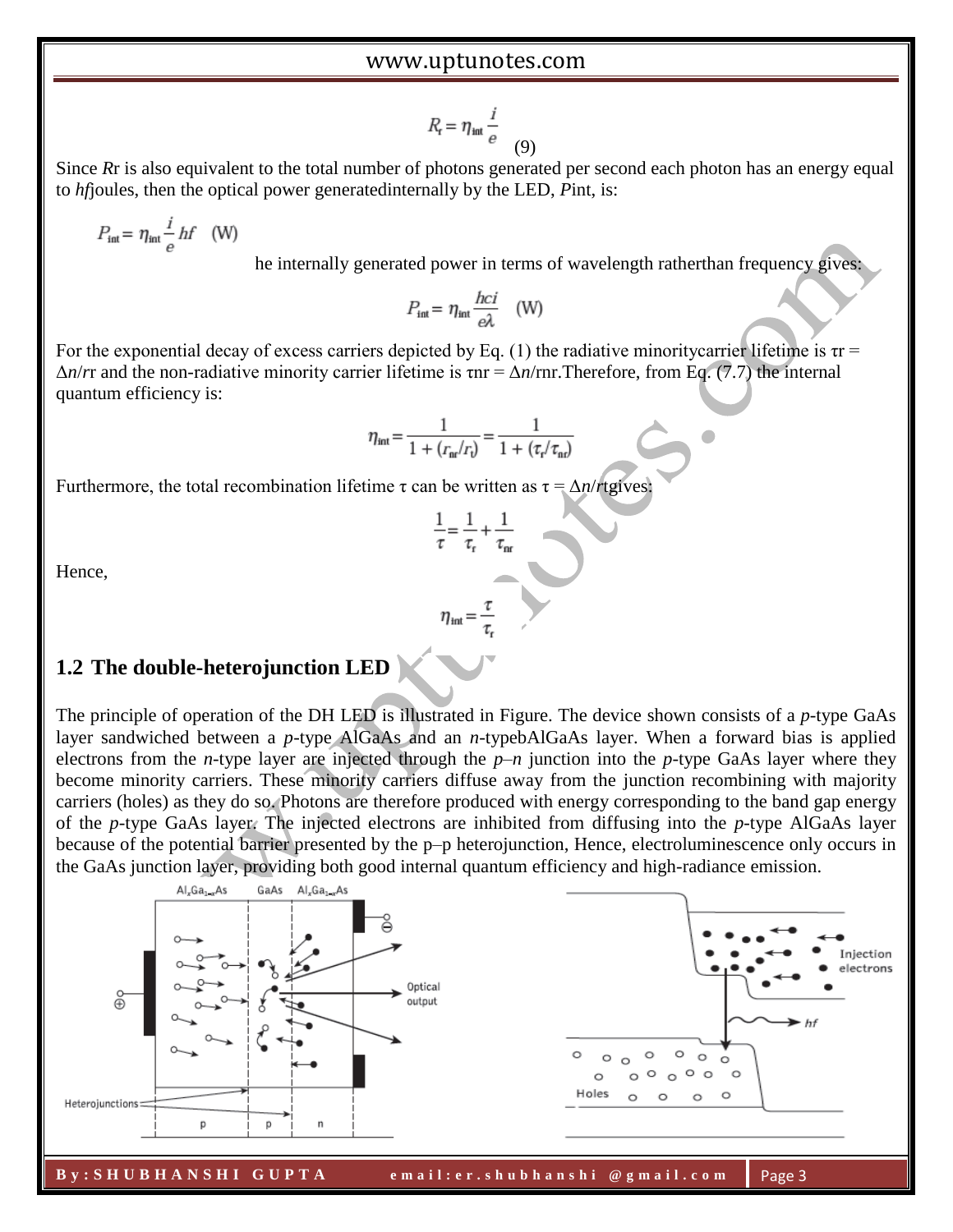$$R_r = \eta_{int} \frac{i}{e} \quad (9)$$

Since $R_r$ is also equivalent to the total number of photons generated per second each photon has an energy equal to $hf$joules, then the optical power generatedinternally by the LED, $P_{int}$, is:

$$P_{int} = \eta_{int} \frac{i}{e} hf \quad \text{(W)}$$

he internally generated power in terms of wavelength ratherthan frequency gives:

$$P_{int} = \eta_{int} \frac{hci}{e\lambda} \quad \text{(W)}$$

For the exponential decay of excess carriers depicted by Eq. (1) the radiative minoritycarrier lifetime is $\tau_r = \Delta n/r_r$ and the non-radiative minority carrier lifetime is $\tau_{nr} = \Delta n/r_{nr}$.Therefore, from Eq. (7.7) the internal quantum efficiency is:

$$\eta_{int} = \frac{1}{1 + (r_{nr}/r_r)} = \frac{1}{1 + (\tau_r/\tau_{nr})}$$

Furthermore, the total recombination lifetime τ can be written as $\tau = \Delta n/r_t$gives:

$$\frac{1}{\tau} = \frac{1}{\tau_r} + \frac{1}{\tau_{nr}}$$

Hence,

$$\eta_{int} = \frac{\tau}{\tau_r}$$

## 1.2 The double-heterojunction LED

The principle of operation of the DH LED is illustrated in Figure. The device shown consists of a *p*-type GaAs layer sandwiched between a *p*-type AlGaAs and an *n*-typebAlGaAs layer. When a forward bias is applied electrons from the *n*-type layer are injected through the *p*–*n* junction into the *p*-type GaAs layer where they become minority carriers. These minority carriers diffuse away from the junction recombining with majority carriers (holes) as they do so. Photons are therefore produced with energy corresponding to the band gap energy of the *p*-type GaAs layer. The injected electrons are inhibited from diffusing into the *p*-type AlGaAs layer because of the potential barrier presented by the p–p heterojunction, Hence, electroluminescence only occurs in the GaAs junction layer, providing both good internal quantum efficiency and high-radiance emission.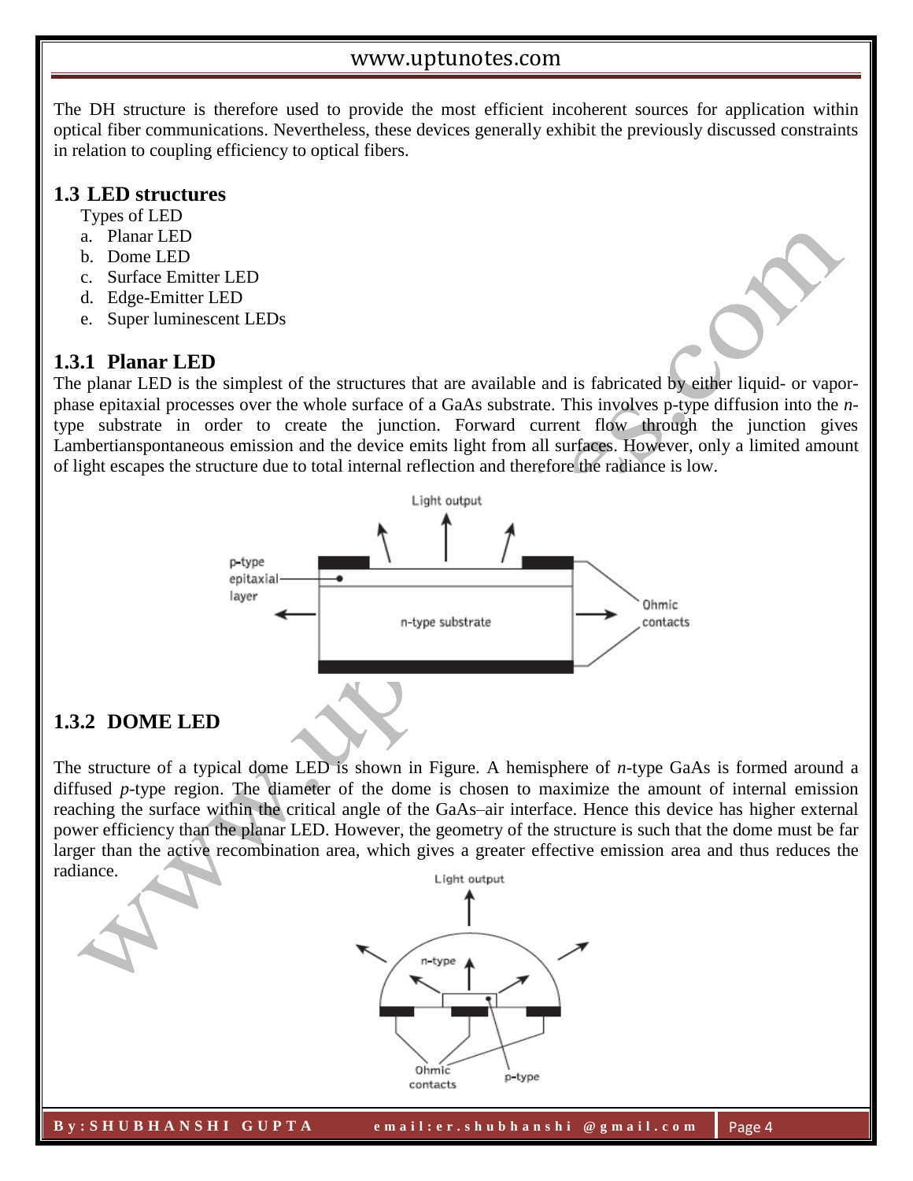The DH structure is therefore used to provide the most efficient incoherent sources for application within optical fiber communications. Nevertheless, these devices generally exhibit the previously discussed constraints in relation to coupling efficiency to optical fibers.

## 1.3 LED structures

Types of LED

a. Planar LED
b. Dome LED
c. Surface Emitter LED
d. Edge-Emitter LED
e. Super luminescent LEDs

### 1.3.1 Planar LED

The planar LED is the simplest of the structures that are available and is fabricated by either liquid- or vapor-phase epitaxial processes over the whole surface of a GaAs substrate. This involves p-type diffusion into the *n*-type substrate in order to create the junction. Forward current flow through the junction gives Lambertianspontaneous emission and the device emits light from all surfaces. However, only a limited amount of light escapes the structure due to total internal reflection and therefore the radiance is low.

### 1.3.2 DOME LED

The structure of a typical dome LED is shown in Figure. A hemisphere of *n*-type GaAs is formed around a diffused *p*-type region. The diameter of the dome is chosen to maximize the amount of internal emission reaching the surface within the critical angle of the GaAs–air interface. Hence this device has higher external power efficiency than the planar LED. However, the geometry of the structure is such that the dome must be far larger than the active recombination area, which gives a greater effective emission area and thus reduces the radiance.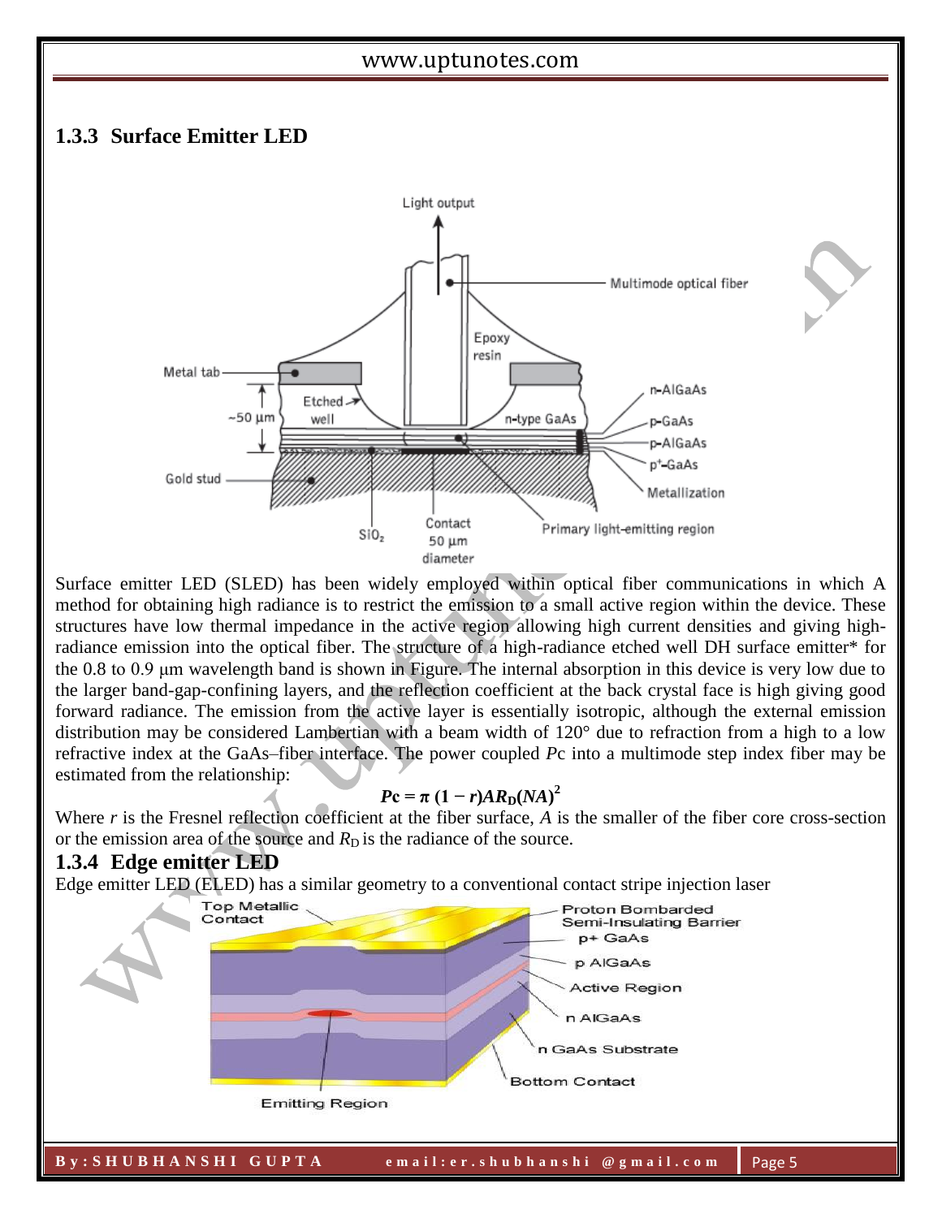### 1.3.3 Surface Emitter LED

Surface emitter LED (SLED) has been widely employed within optical fiber communications in which A method for obtaining high radiance is to restrict the emission to a small active region within the device. These structures have low thermal impedance in the active region allowing high current densities and giving high-radiance emission into the optical fiber. The structure of a high-radiance etched well DH surface emitter* for the 0.8 to 0.9 μm wavelength band is shown in Figure. The internal absorption in this device is very low due to the larger band-gap-confining layers, and the reflection coefficient at the back crystal face is high giving good forward radiance. The emission from the active layer is essentially isotropic, although the external emission distribution may be considered Lambertian with a beam width of 120° due to refraction from a high to a low refractive index at the GaAs–fiber interface. The power coupled *P*c into a multimode step index fiber may be estimated from the relationship:

$$P_c = \pi (1 - r) A R_D (NA)^2$$

Where *r* is the Fresnel reflection coefficient at the fiber surface, *A* is the smaller of the fiber core cross-section or the emission area of the source and $R_D$ is the radiance of the source.

### 1.3.4 Edge emitter LED

Edge emitter LED (ELED) has a similar geometry to a conventional contact stripe injection laser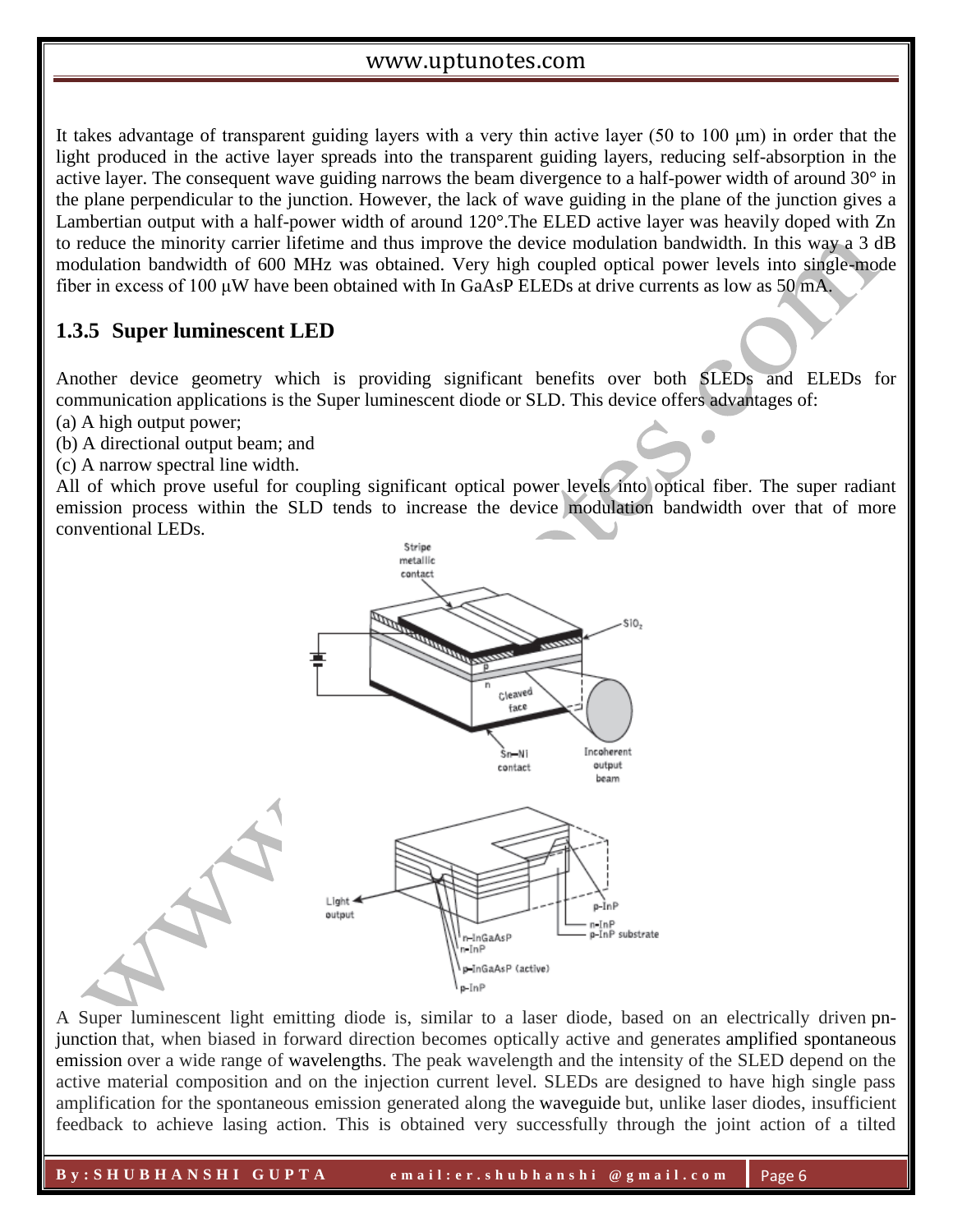It takes advantage of transparent guiding layers with a very thin active layer (50 to 100 μm) in order that the light produced in the active layer spreads into the transparent guiding layers, reducing self-absorption in the active layer. The consequent wave guiding narrows the beam divergence to a half-power width of around 30° in the plane perpendicular to the junction. However, the lack of wave guiding in the plane of the junction gives a Lambertian output with a half-power width of around 120°.The ELED active layer was heavily doped with Zn to reduce the minority carrier lifetime and thus improve the device modulation bandwidth. In this way a 3 dB modulation bandwidth of 600 MHz was obtained. Very high coupled optical power levels into single-mode fiber in excess of 100 μW have been obtained with In GaAsP ELEDs at drive currents as low as 50 mA.

### 1.3.5 Super luminescent LED

Another device geometry which is providing significant benefits over both SLEDs and ELEDs for communication applications is the Super luminescent diode or SLD. This device offers advantages of:

(a) A high output power;
(b) A directional output beam; and
(c) A narrow spectral line width.

All of which prove useful for coupling significant optical power levels into optical fiber. The super radiant emission process within the SLD tends to increase the device modulation bandwidth over that of more conventional LEDs.

A Super luminescent light emitting diode is, similar to a laser diode, based on an electrically driven pn-junction that, when biased in forward direction becomes optically active and generates amplified spontaneous emission over a wide range of wavelengths. The peak wavelength and the intensity of the SLED depend on the active material composition and on the injection current level. SLEDs are designed to have high single pass amplification for the spontaneous emission generated along the waveguide but, unlike laser diodes, insufficient feedback to achieve lasing action. This is obtained very successfully through the joint action of a tilted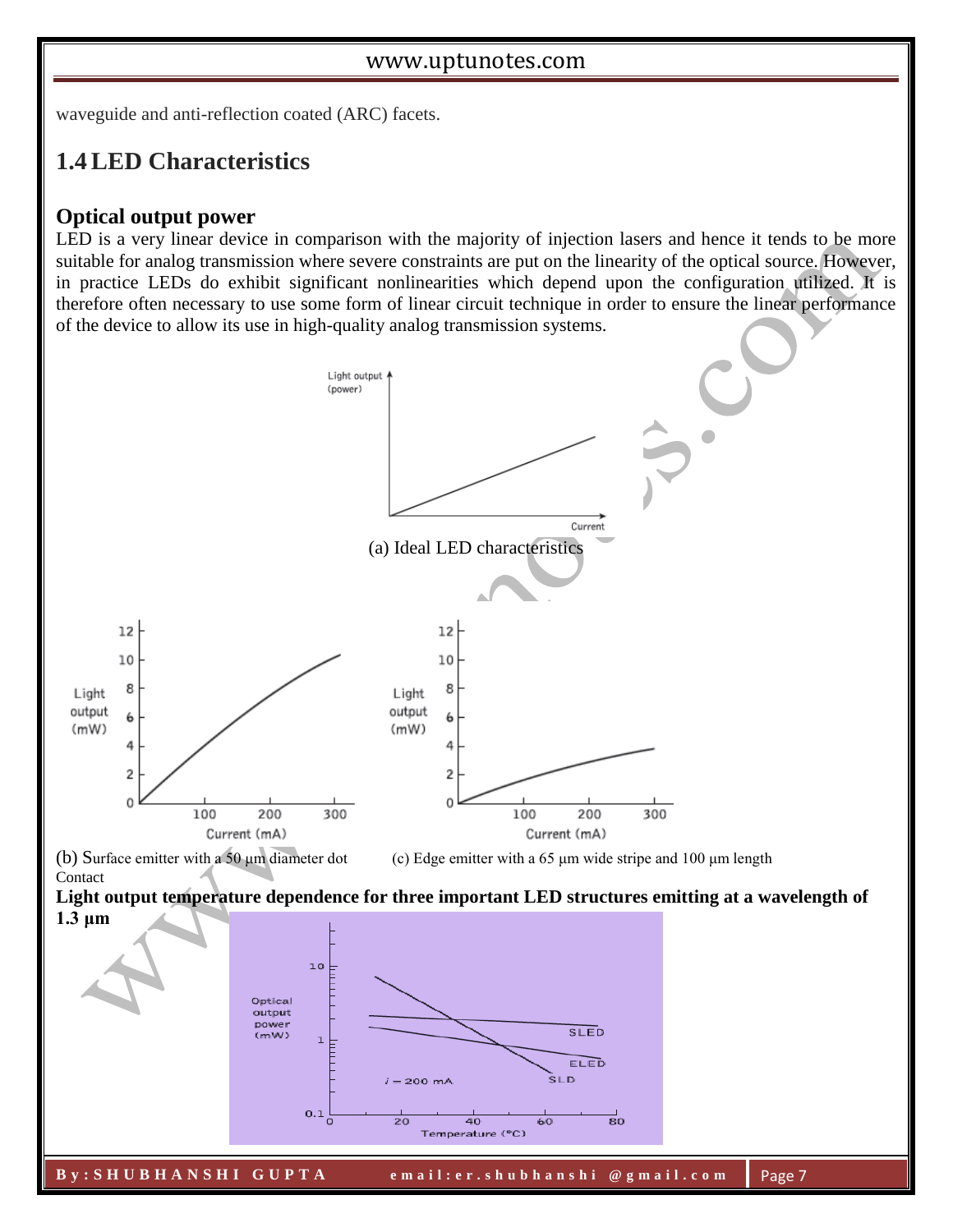waveguide and anti-reflection coated (ARC) facets.

## 1.4 LED Characteristics

### Optical output power

LED is a very linear device in comparison with the majority of injection lasers and hence it tends to be more suitable for analog transmission where severe constraints are put on the linearity of the optical source. However, in practice LEDs do exhibit significant nonlinearities which depend upon the configuration utilized. It is therefore often necessary to use some form of linear circuit technique in order to ensure the linear performance of the device to allow its use in high-quality analog transmission systems.

(a) Ideal LED characteristics

(b) Surface emitter with a 50 μm diameter dot Contact

(c) Edge emitter with a 65 μm wide stripe and 100 μm length

**Light output temperature dependence for three important LED structures emitting at a wavelength of 1.3 μm**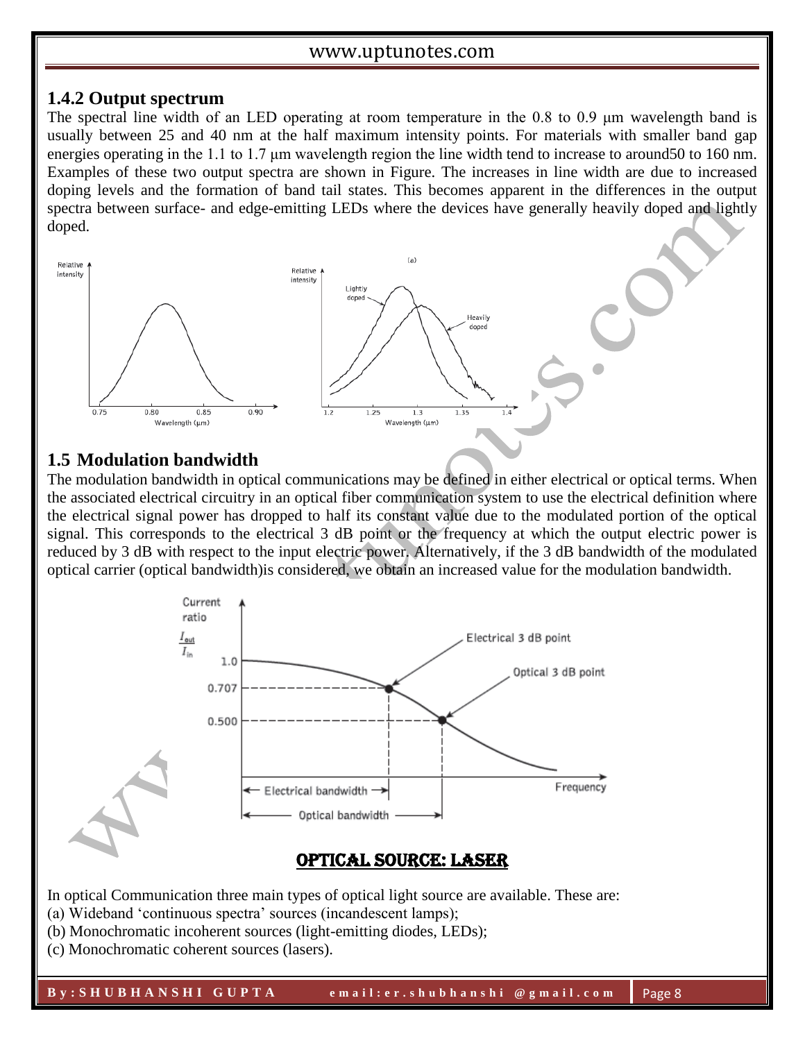### 1.4.2 Output spectrum

The spectral line width of an LED operating at room temperature in the 0.8 to 0.9 μm wavelength band is usually between 25 and 40 nm at the half maximum intensity points. For materials with smaller band gap energies operating in the 1.1 to 1.7 μm wavelength region the line width tend to increase to around50 to 160 nm. Examples of these two output spectra are shown in Figure. The increases in line width are due to increased doping levels and the formation of band tail states. This becomes apparent in the differences in the output spectra between surface- and edge-emitting LEDs where the devices have generally heavily doped and lightly doped.

## 1.5 Modulation bandwidth

The modulation bandwidth in optical communications may be defined in either electrical or optical terms. When the associated electrical circuitry in an optical fiber communication system to use the electrical definition where the electrical signal power has dropped to half its constant value due to the modulated portion of the optical signal. This corresponds to the electrical 3 dB point or the frequency at which the output electric power is reduced by 3 dB with respect to the input electric power. Alternatively, if the 3 dB bandwidth of the modulated optical carrier (optical bandwidth)is considered, we obtain an increased value for the modulation bandwidth.

## OPTICAL SOURCE: LASER

In optical Communication three main types of optical light source are available. These are:

(a) Wideband 'continuous spectra' sources (incandescent lamps);

(b) Monochromatic incoherent sources (light-emitting diodes, LEDs);

(c) Monochromatic coherent sources (lasers).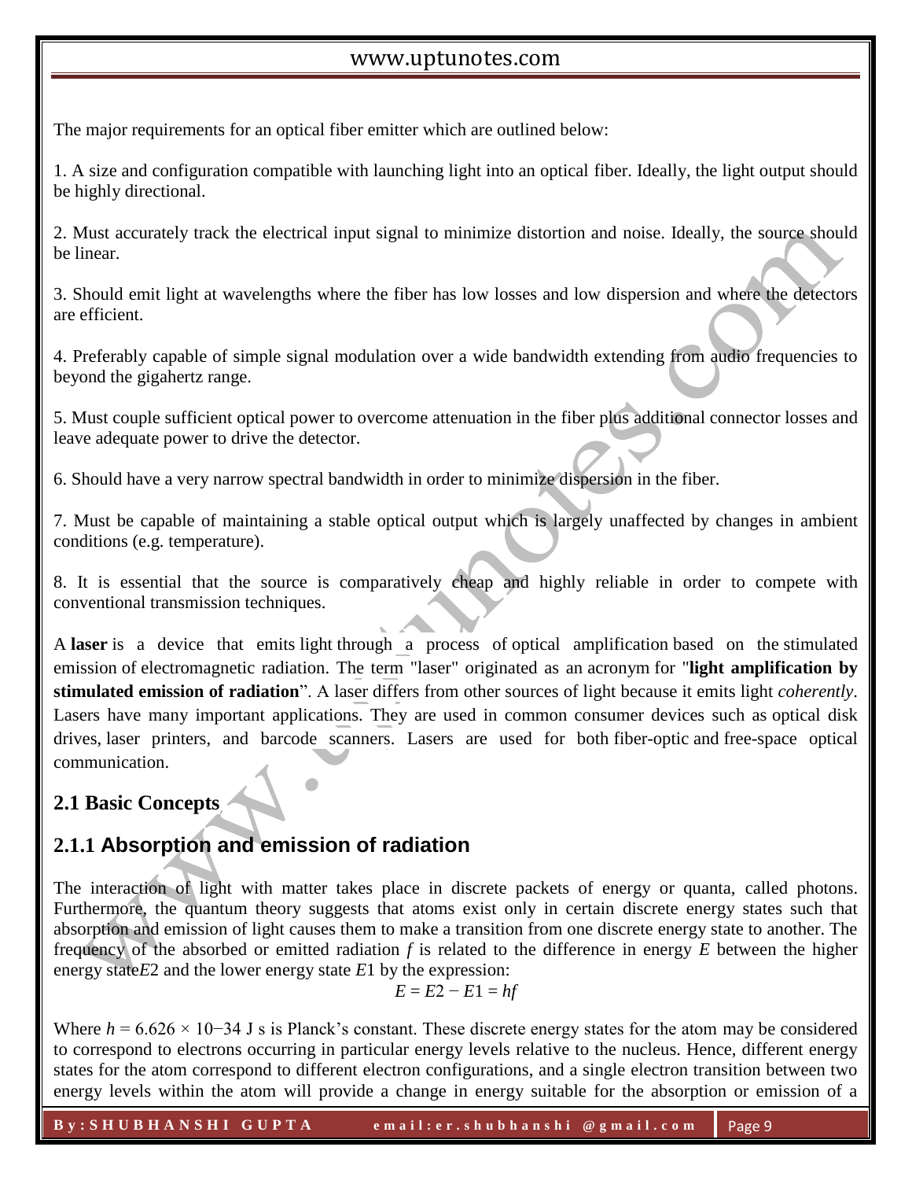The major requirements for an optical fiber emitter which are outlined below:

1. A size and configuration compatible with launching light into an optical fiber. Ideally, the light output should be highly directional.

2. Must accurately track the electrical input signal to minimize distortion and noise. Ideally, the source should be linear.

3. Should emit light at wavelengths where the fiber has low losses and low dispersion and where the detectors are efficient.

4. Preferably capable of simple signal modulation over a wide bandwidth extending from audio frequencies to beyond the gigahertz range.

5. Must couple sufficient optical power to overcome attenuation in the fiber plus additional connector losses and leave adequate power to drive the detector.

6. Should have a very narrow spectral bandwidth in order to minimize dispersion in the fiber.

7. Must be capable of maintaining a stable optical output which is largely unaffected by changes in ambient conditions (e.g. temperature).

8. It is essential that the source is comparatively cheap and highly reliable in order to compete with conventional transmission techniques.

A **laser** is a device that emits light through a process of optical amplification based on the stimulated emission of electromagnetic radiation. The term "laser" originated as an acronym for "**light amplification by stimulated emission of radiation**". A laser differs from other sources of light because it emits light *coherently*. Lasers have many important applications. They are used in common consumer devices such as optical disk drives, laser printers, and barcode scanners. Lasers are used for both fiber-optic and free-space optical communication.

## 2.1 Basic Concepts

### 2.1.1 Absorption and emission of radiation

The interaction of light with matter takes place in discrete packets of energy or quanta, called photons. Furthermore, the quantum theory suggests that atoms exist only in certain discrete energy states such that absorption and emission of light causes them to make a transition from one discrete energy state to another. The frequency of the absorbed or emitted radiation $f$ is related to the difference in energy $E$ between the higher energy state $E2$ and the lower energy state $E1$ by the expression:

$$E = E2 - E1 = hf$$

Where $h = 6.626 \times 10^{-34}$ J s is Planck's constant. These discrete energy states for the atom may be considered to correspond to electrons occurring in particular energy levels relative to the nucleus. Hence, different energy states for the atom correspond to different electron configurations, and a single electron transition between two energy levels within the atom will provide a change in energy suitable for the absorption or emission of a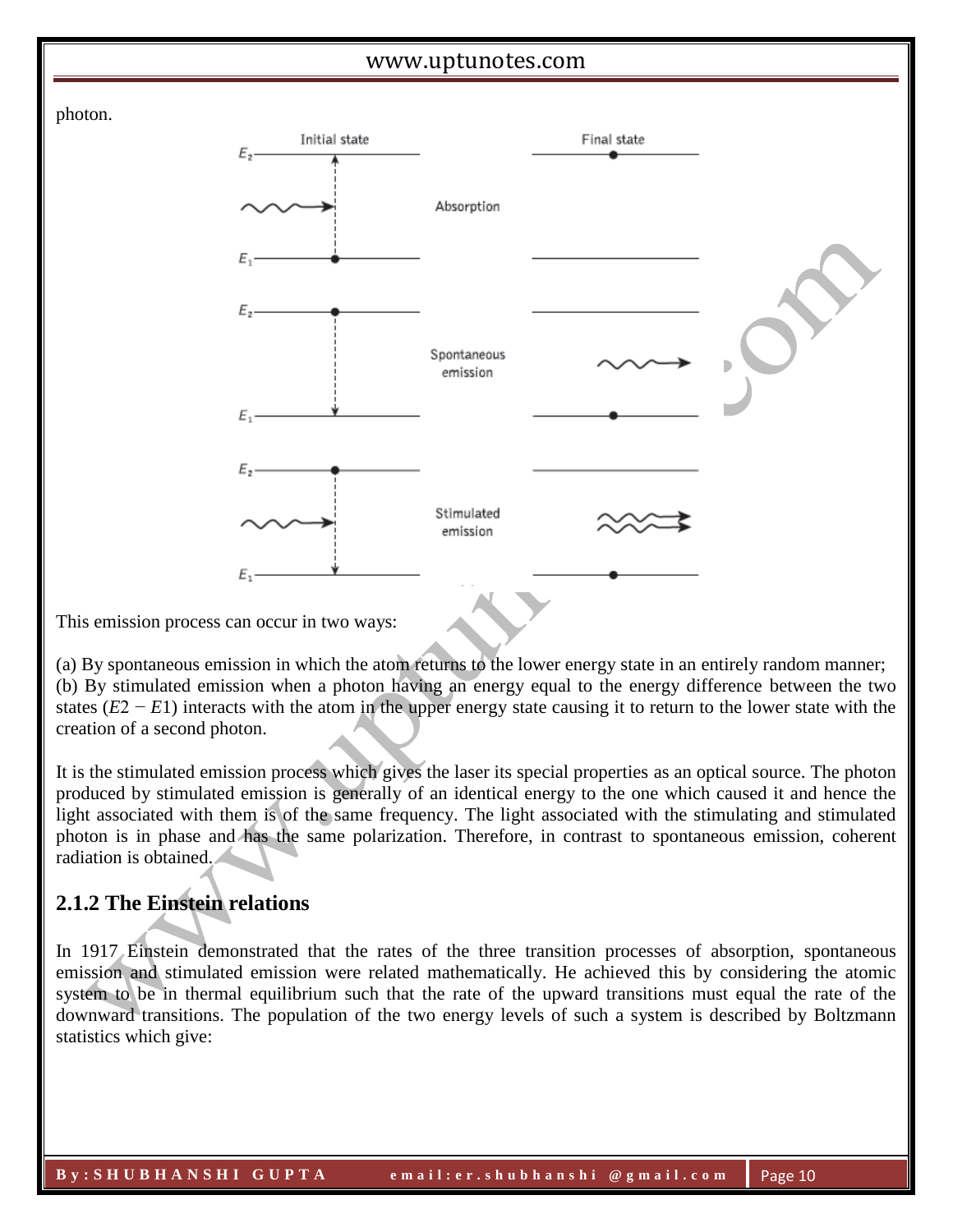photon.

This emission process can occur in two ways:

(a) By spontaneous emission in which the atom returns to the lower energy state in an entirely random manner;
(b) By stimulated emission when a photon having an energy equal to the energy difference between the two states ($E2 - E1$) interacts with the atom in the upper energy state causing it to return to the lower state with the creation of a second photon.

It is the stimulated emission process which gives the laser its special properties as an optical source. The photon produced by stimulated emission is generally of an identical energy to the one which caused it and hence the light associated with them is of the same frequency. The light associated with the stimulating and stimulated photon is in phase and has the same polarization. Therefore, in contrast to spontaneous emission, coherent radiation is obtained.

## 2.1.2 The Einstein relations

In 1917 Einstein demonstrated that the rates of the three transition processes of absorption, spontaneous emission and stimulated emission were related mathematically. He achieved this by considering the atomic system to be in thermal equilibrium such that the rate of the upward transitions must equal the rate of the downward transitions. The population of the two energy levels of such a system is described by Boltzmann statistics which give: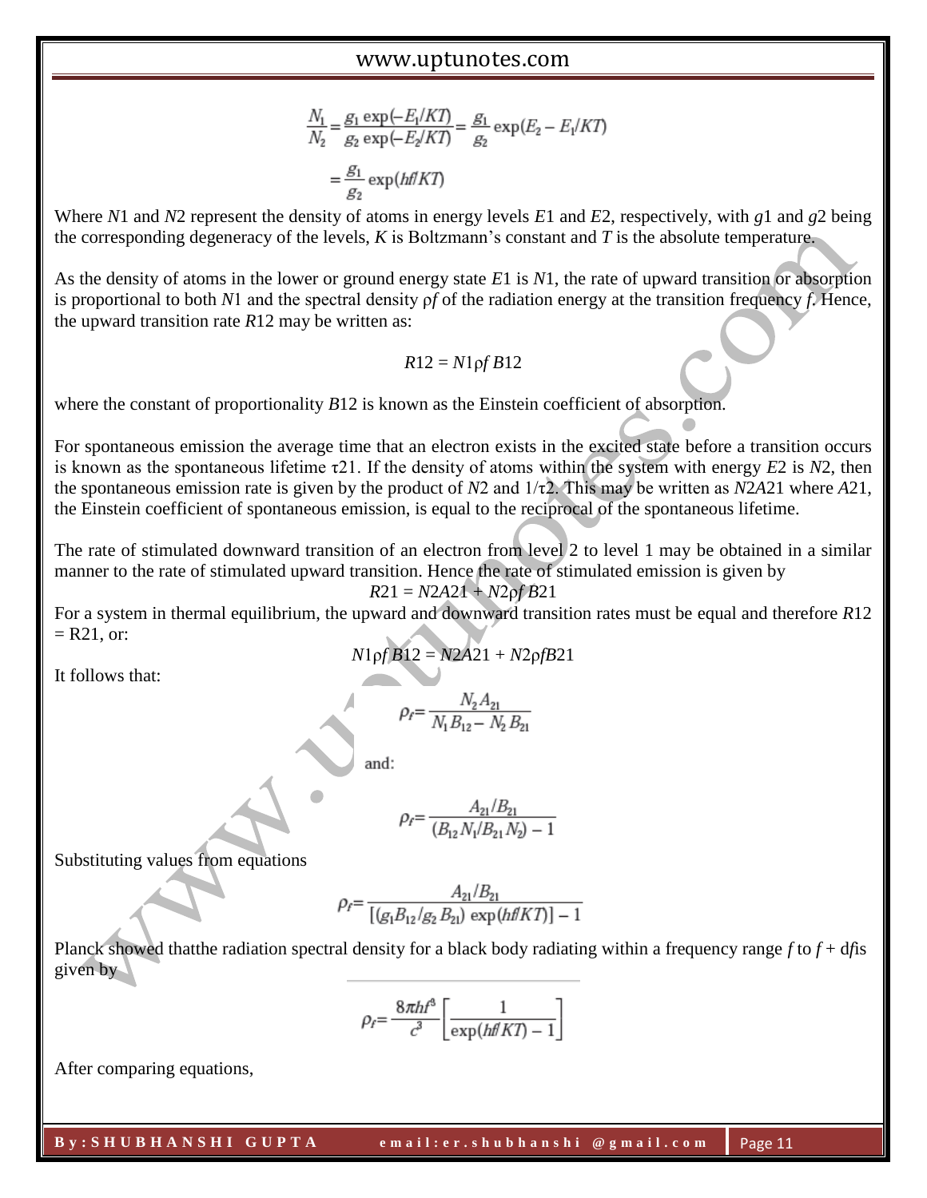$$\frac{N_1}{N_2} = \frac{g_1 \exp(-E_1/KT)}{g_2 \exp(-E_2/KT)} = \frac{g_1}{g_2} \exp(E_2 - E_1/KT)$$

$$= \frac{g_1}{g_2} \exp(hf/KT)$$

Where $N1$ and $N2$ represent the density of atoms in energy levels $E1$ and $E2$, respectively, with $g1$ and $g2$ being the corresponding degeneracy of the levels, $K$ is Boltzmann's constant and $T$ is the absolute temperature.

As the density of atoms in the lower or ground energy state $E1$ is $N1$, the rate of upward transition or absorption is proportional to both $N1$ and the spectral density $\rho f$ of the radiation energy at the transition frequency $f$. Hence, the upward transition rate $R12$ may be written as:

$$R12 = N1 \rho f\, B12$$

where the constant of proportionality $B12$ is known as the Einstein coefficient of absorption.

For spontaneous emission the average time that an electron exists in the excited state before a transition occurs is known as the spontaneous lifetime $\tau 21$. If the density of atoms within the system with energy $E2$ is $N2$, then the spontaneous emission rate is given by the product of $N2$ and $1/\tau 2$. This may be written as $N2A21$ where $A21$, the Einstein coefficient of spontaneous emission, is equal to the reciprocal of the spontaneous lifetime.

The rate of stimulated downward transition of an electron from level 2 to level 1 may be obtained in a similar manner to the rate of stimulated upward transition. Hence the rate of stimulated emission is given by

$$R21 = N2A21 + N2 \rho f\, B21$$

For a system in thermal equilibrium, the upward and downward transition rates must be equal and therefore $R12 = R21$, or:

$$N1 \rho f\, B12 = N2A21 + N2 \rho f B21$$

It follows that:

$$\rho_f = \frac{N_2 A_{21}}{N_1 B_{12} - N_2 B_{21}}$$

and:

$$\rho_f = \frac{A_{21}/B_{21}}{(B_{12} N_1 / B_{21} N_2) - 1}$$

Substituting values from equations

$$\rho_f = \frac{A_{21}/B_{21}}{[(g_1 B_{12}/g_2 B_{21}) \exp(hf/KT)] - 1}$$

Planck showed thatthe radiation spectral density for a black body radiating within a frequency range $f$ to $f + df$is given by

$$\rho_f = \frac{8\pi h f^3}{c^3} \left[ \frac{1}{\exp(hf/KT) - 1} \right]$$

After comparing equations,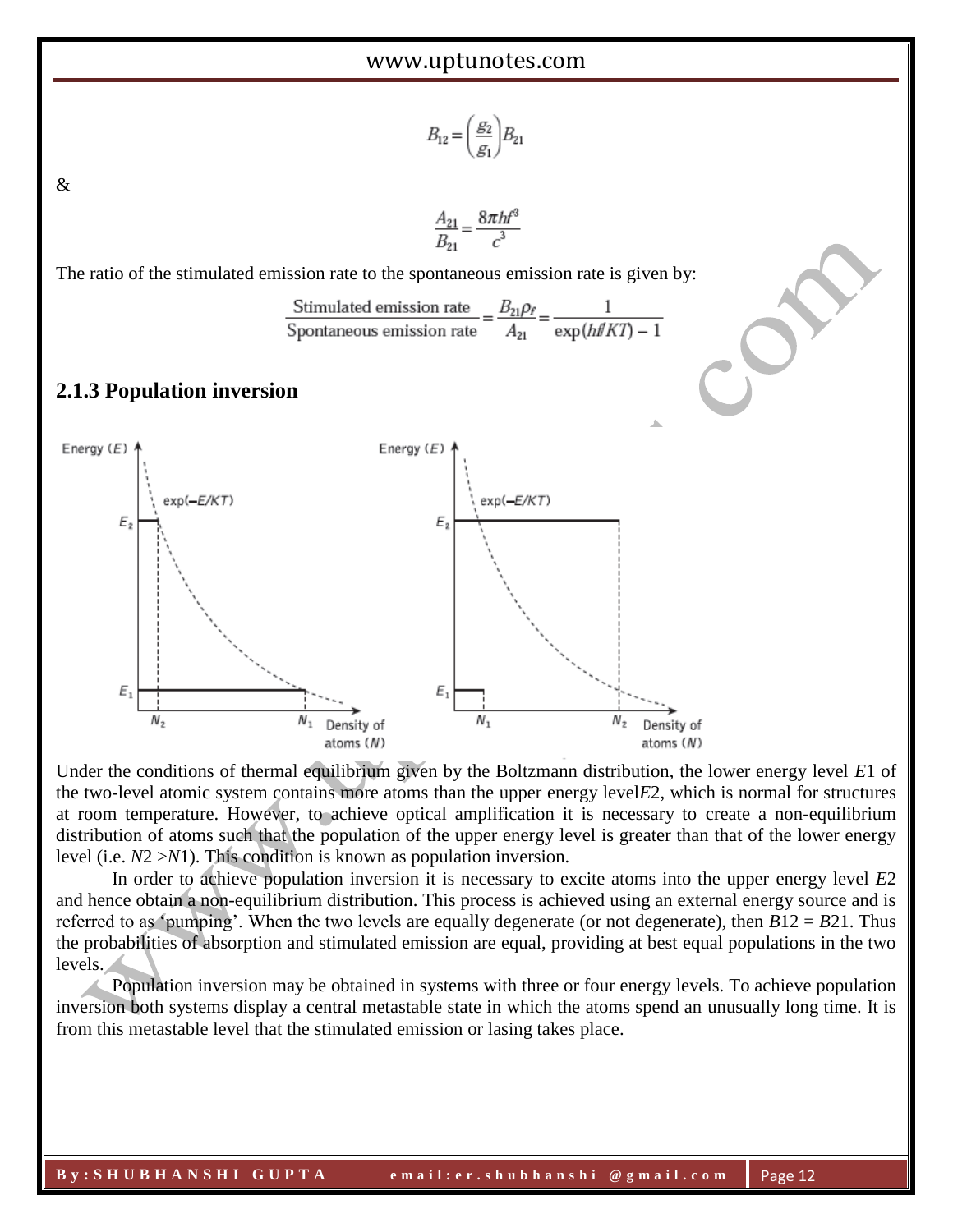$$B_{12} = \left(\frac{g_2}{g_1}\right) B_{21}$$

&

$$\frac{A_{21}}{B_{21}} = \frac{8\pi h f^3}{c^3}$$

The ratio of the stimulated emission rate to the spontaneous emission rate is given by:

$$\frac{\text{Stimulated emission rate}}{\text{Spontaneous emission rate}} = \frac{B_{21}\rho_f}{A_{21}} = \frac{1}{\exp(hf/KT) - 1}$$

### 2.1.3 Population inversion

Under the conditions of thermal equilibrium given by the Boltzmann distribution, the lower energy level $E1$ of the two-level atomic system contains more atoms than the upper energy level $E2$, which is normal for structures at room temperature. However, to achieve optical amplification it is necessary to create a non-equilibrium distribution of atoms such that the population of the upper energy level is greater than that of the lower energy level (i.e. $N2 > N1$). This condition is known as population inversion.

In order to achieve population inversion it is necessary to excite atoms into the upper energy level $E2$ and hence obtain a non-equilibrium distribution. This process is achieved using an external energy source and is referred to as 'pumping'. When the two levels are equally degenerate (or not degenerate), then $B12 = B21$. Thus the probabilities of absorption and stimulated emission are equal, providing at best equal populations in the two levels.

Population inversion may be obtained in systems with three or four energy levels. To achieve population inversion both systems display a central metastable state in which the atoms spend an unusually long time. It is from this metastable level that the stimulated emission or lasing takes place.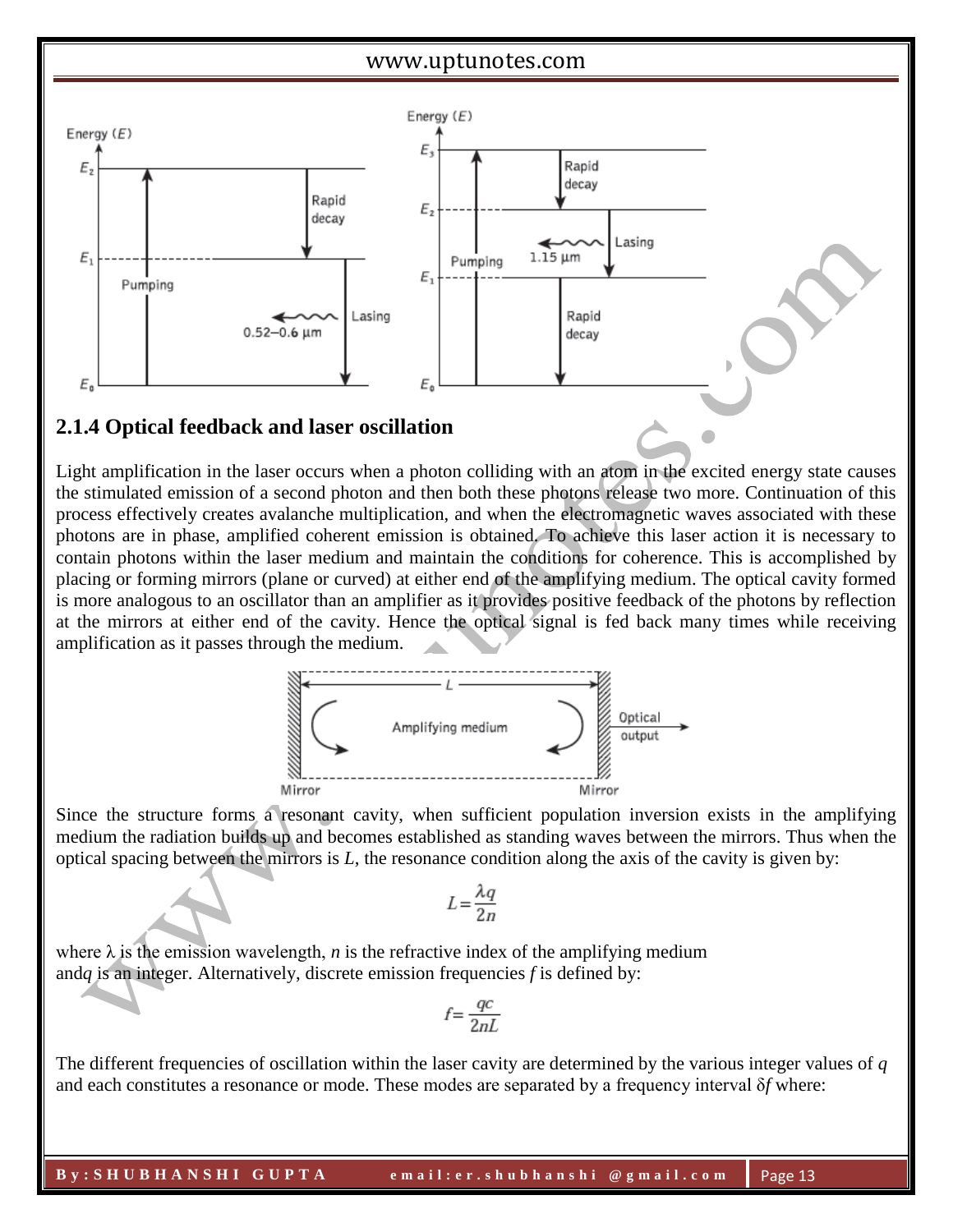## 2.1.4 Optical feedback and laser oscillation

Light amplification in the laser occurs when a photon colliding with an atom in the excited energy state causes the stimulated emission of a second photon and then both these photons release two more. Continuation of this process effectively creates avalanche multiplication, and when the electromagnetic waves associated with these photons are in phase, amplified coherent emission is obtained. To achieve this laser action it is necessary to contain photons within the laser medium and maintain the conditions for coherence. This is accomplished by placing or forming mirrors (plane or curved) at either end of the amplifying medium. The optical cavity formed is more analogous to an oscillator than an amplifier as it provides positive feedback of the photons by reflection at the mirrors at either end of the cavity. Hence the optical signal is fed back many times while receiving amplification as it passes through the medium.

Since the structure forms a resonant cavity, when sufficient population inversion exists in the amplifying medium the radiation builds up and becomes established as standing waves between the mirrors. Thus when the optical spacing between the mirrors is $L$, the resonance condition along the axis of the cavity is given by:

$$L = \frac{\lambda q}{2n}$$

where $\lambda$ is the emission wavelength, $n$ is the refractive index of the amplifying medium and $q$ is an integer. Alternatively, discrete emission frequencies $f$ is defined by:

$$f = \frac{qc}{2nL}$$

The different frequencies of oscillation within the laser cavity are determined by the various integer values of $q$ and each constitutes a resonance or mode. These modes are separated by a frequency interval $\delta f$ where: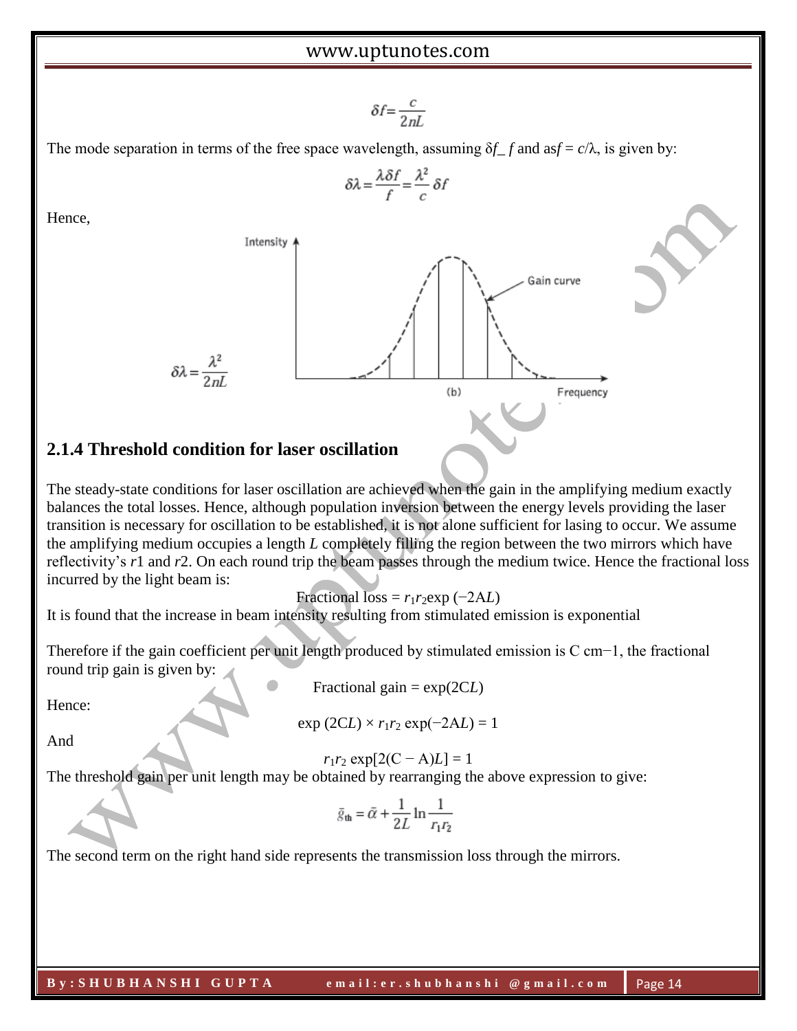$$\delta f = \frac{c}{2nL}$$

The mode separation in terms of the free space wavelength, assuming $\delta f$_ $f$ and as$f = c/\lambda$, is given by:

$$\delta \lambda = \frac{\lambda \delta f}{f} = \frac{\lambda^2}{c}\delta f$$

Hence,

$$\delta \lambda = \frac{\lambda^2}{2nL}$$

## 2.1.4 Threshold condition for laser oscillation

The steady-state conditions for laser oscillation are achieved when the gain in the amplifying medium exactly balances the total losses. Hence, although population inversion between the energy levels providing the laser transition is necessary for oscillation to be established, it is not alone sufficient for lasing to occur. We assume the amplifying medium occupies a length $L$ completely filling the region between the two mirrors which have reflectivity's $r1$ and $r2$. On each round trip the beam passes through the medium twice. Hence the fractional loss incurred by the light beam is:

$$\text{Fractional loss} = r_1 r_2 \exp(-2AL)$$

It is found that the increase in beam intensity resulting from stimulated emission is exponential

Therefore if the gain coefficient per unit length produced by stimulated emission is C cm−1, the fractional round trip gain is given by:

$$\text{Fractional gain} = \exp(2CL)$$

Hence:

$$\exp(2CL) \times r_1 r_2 \exp(-2AL) = 1$$

And

$$r_1 r_2 \exp[2(C - A)L] = 1$$

The threshold gain per unit length may be obtained by rearranging the above expression to give:

$$\bar{g}_{th} = \bar{\alpha} + \frac{1}{2L}\ln\frac{1}{r_1 r_2}$$

The second term on the right hand side represents the transmission loss through the mirrors.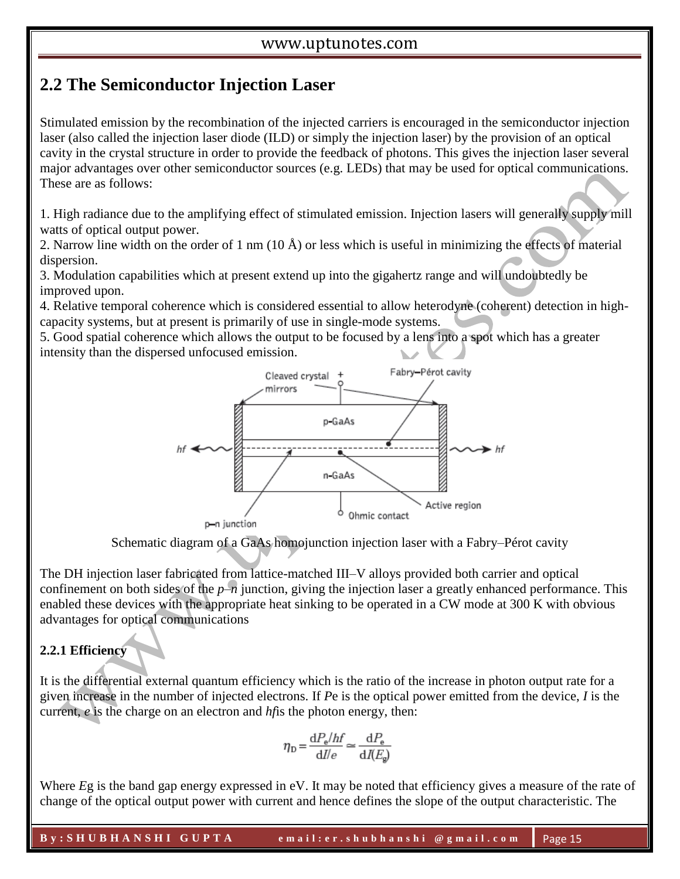## 2.2 The Semiconductor Injection Laser

Stimulated emission by the recombination of the injected carriers is encouraged in the semiconductor injection laser (also called the injection laser diode (ILD) or simply the injection laser) by the provision of an optical cavity in the crystal structure in order to provide the feedback of photons. This gives the injection laser several major advantages over other semiconductor sources (e.g. LEDs) that may be used for optical communications. These are as follows:

1. High radiance due to the amplifying effect of stimulated emission. Injection lasers will generally supply mill watts of optical output power.
2. Narrow line width on the order of 1 nm (10 Å) or less which is useful in minimizing the effects of material dispersion.
3. Modulation capabilities which at present extend up into the gigahertz range and will undoubtedly be improved upon.
4. Relative temporal coherence which is considered essential to allow heterodyne (coherent) detection in high-capacity systems, but at present is primarily of use in single-mode systems.
5. Good spatial coherence which allows the output to be focused by a lens into a spot which has a greater intensity than the dispersed unfocused emission.

Schematic diagram of a GaAs homojunction injection laser with a Fabry–Pérot cavity

The DH injection laser fabricated from lattice-matched III–V alloys provided both carrier and optical confinement on both sides of the *p–n* junction, giving the injection laser a greatly enhanced performance. This enabled these devices with the appropriate heat sinking to be operated in a CW mode at 300 K with obvious advantages for optical communications

### 2.2.1 Efficiency

It is the differential external quantum efficiency which is the ratio of the increase in photon output rate for a given increase in the number of injected electrons. If $P_e$ is the optical power emitted from the device, $I$ is the current, $e$ is the charge on an electron and $hf$ is the photon energy, then:

$$\eta_D = \frac{dP_e/hf}{dI/e} \simeq \frac{dP_e}{dI(E_g)}$$

Where $E_g$ is the band gap energy expressed in eV. It may be noted that efficiency gives a measure of the rate of change of the optical output power with current and hence defines the slope of the output characteristic. The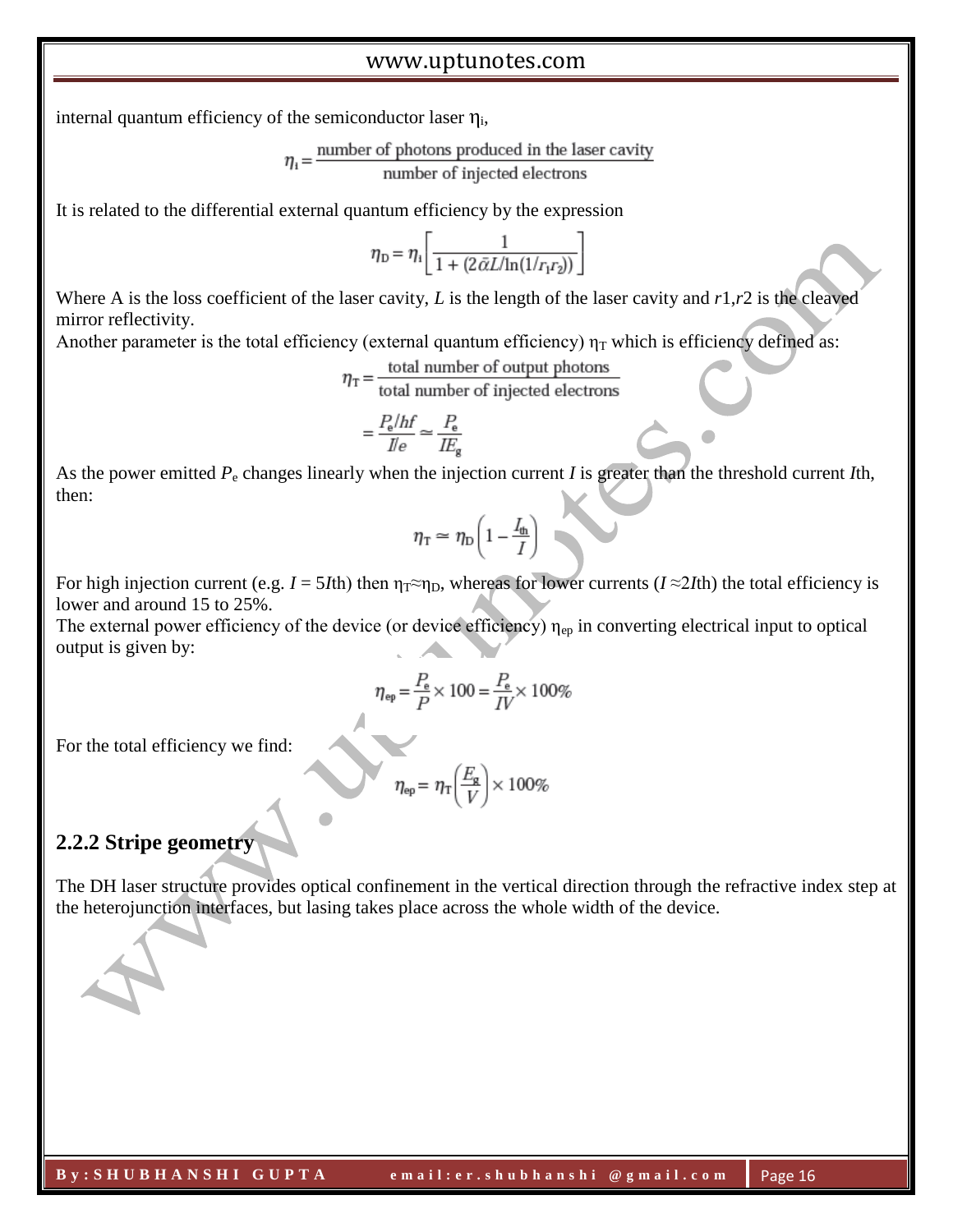internal quantum efficiency of the semiconductor laser $\eta_i$,

$$\eta_i = \frac{\text{number of photons produced in the laser cavity}}{\text{number of injected electrons}}$$

It is related to the differential external quantum efficiency by the expression

$$\eta_D = \eta_i \left[ \frac{1}{1 + (2\bar{\alpha}L/\ln(1/r_1 r_2))} \right]$$

Where A is the loss coefficient of the laser cavity, $L$ is the length of the laser cavity and $r1$,$r2$ is the cleaved mirror reflectivity.
Another parameter is the total efficiency (external quantum efficiency) $\eta_T$ which is efficiency defined as:

$$\eta_T = \frac{\text{total number of output photons}}{\text{total number of injected electrons}}$$

$$= \frac{P_e/hf}{I/e} \simeq \frac{P_e}{IE_g}$$

As the power emitted $P_e$ changes linearly when the injection current $I$ is greater than the threshold current $I$th, then:

$$\eta_T \simeq \eta_D \left(1 - \frac{I_{th}}{I}\right)$$

For high injection current (e.g. $I = 5I$th) then $\eta_T \approx \eta_D$, whereas for lower currents ($I \approx 2I$th) the total efficiency is lower and around 15 to 25%.
The external power efficiency of the device (or device efficiency) $\eta_{ep}$ in converting electrical input to optical output is given by:

$$\eta_{ep} = \frac{P_e}{P} \times 100 = \frac{P_e}{IV} \times 100\%$$

For the total efficiency we find:

$$\eta_{ep} = \eta_T \left(\frac{E_g}{V}\right) \times 100\%$$

### 2.2.2 Stripe geometry

The DH laser structure provides optical confinement in the vertical direction through the refractive index step at the heterojunction interfaces, but lasing takes place across the whole width of the device.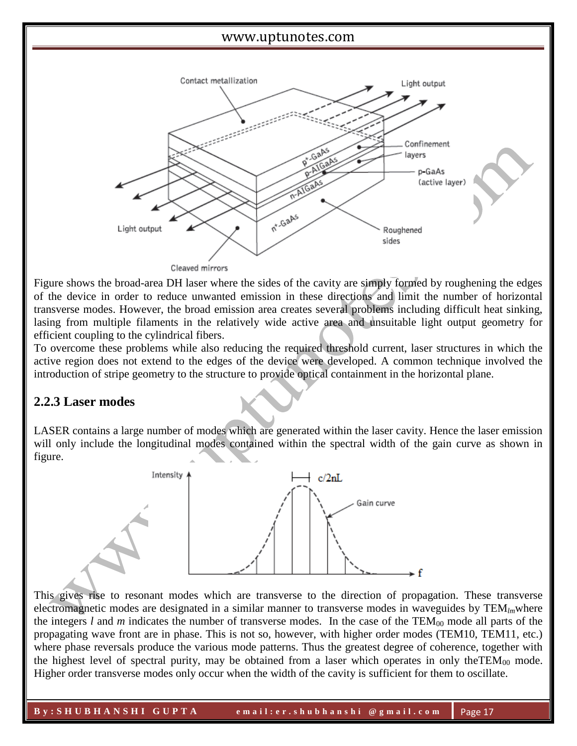Figure shows the broad-area DH laser where the sides of the cavity are simply formed by roughening the edges of the device in order to reduce unwanted emission in these directions and limit the number of horizontal transverse modes. However, the broad emission area creates several problems including difficult heat sinking, lasing from multiple filaments in the relatively wide active area and unsuitable light output geometry for efficient coupling to the cylindrical fibers.

To overcome these problems while also reducing the required threshold current, laser structures in which the active region does not extend to the edges of the device were developed. A common technique involved the introduction of stripe geometry to the structure to provide optical containment in the horizontal plane.

## 2.2.3 Laser modes

LASER contains a large number of modes which are generated within the laser cavity. Hence the laser emission will only include the longitudinal modes contained within the spectral width of the gain curve as shown in figure.

This gives rise to resonant modes which are transverse to the direction of propagation. These transverse electromagnetic modes are designated in a similar manner to transverse modes in waveguides by $TEM_{lm}$ where the integers $l$ and $m$ indicates the number of transverse modes. In the case of the $TEM_{00}$ mode all parts of the propagating wave front are in phase. This is not so, however, with higher order modes (TEM10, TEM11, etc.) where phase reversals produce the various mode patterns. Thus the greatest degree of coherence, together with the highest level of spectral purity, may be obtained from a laser which operates in only the $TEM_{00}$ mode. Higher order transverse modes only occur when the width of the cavity is sufficient for them to oscillate.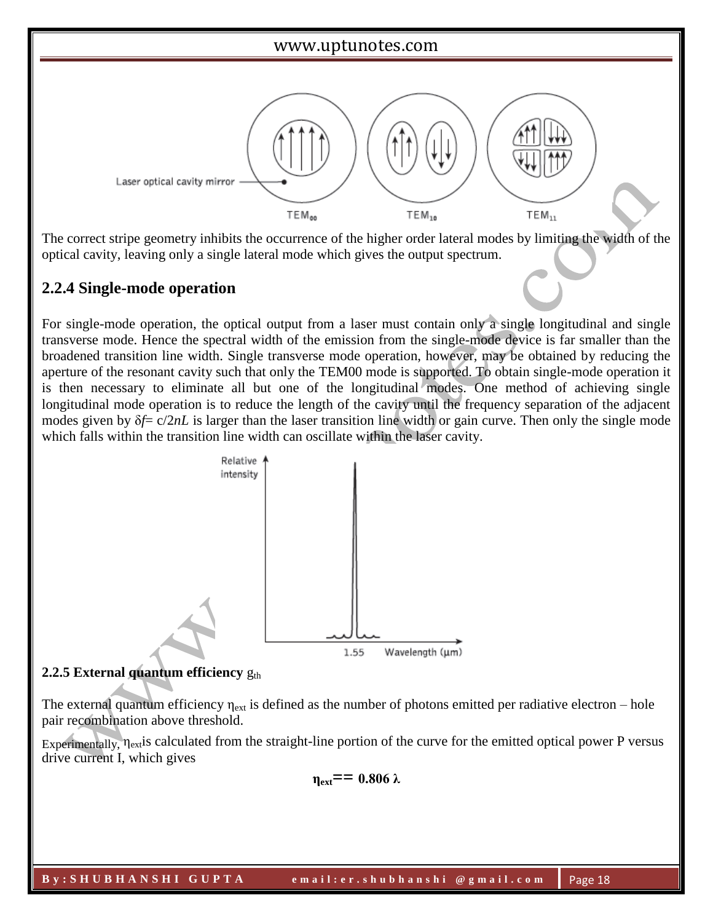The correct stripe geometry inhibits the occurrence of the higher order lateral modes by limiting the width of the optical cavity, leaving only a single lateral mode which gives the output spectrum.

## 2.2.4 Single-mode operation

For single-mode operation, the optical output from a laser must contain only a single longitudinal and single transverse mode. Hence the spectral width of the emission from the single-mode device is far smaller than the broadened transition line width. Single transverse mode operation, however, may be obtained by reducing the aperture of the resonant cavity such that only the TEM00 mode is supported. To obtain single-mode operation it is then necessary to eliminate all but one of the longitudinal modes. One method of achieving single longitudinal mode operation is to reduce the length of the cavity until the frequency separation of the adjacent modes given by $\delta f = c/2nL$ is larger than the laser transition line width or gain curve. Then only the single mode which falls within the transition line width can oscillate within the laser cavity.

**2.2.5 External quantum efficiency** $g_{th}$

The external quantum efficiency $\eta_{ext}$ is defined as the number of photons emitted per radiative electron – hole pair recombination above threshold.

Experimentally, $\eta_{ext}$ is calculated from the straight-line portion of the curve for the emitted optical power P versus drive current I, which gives

$$\eta_{ext} == 0.806\ \lambda$$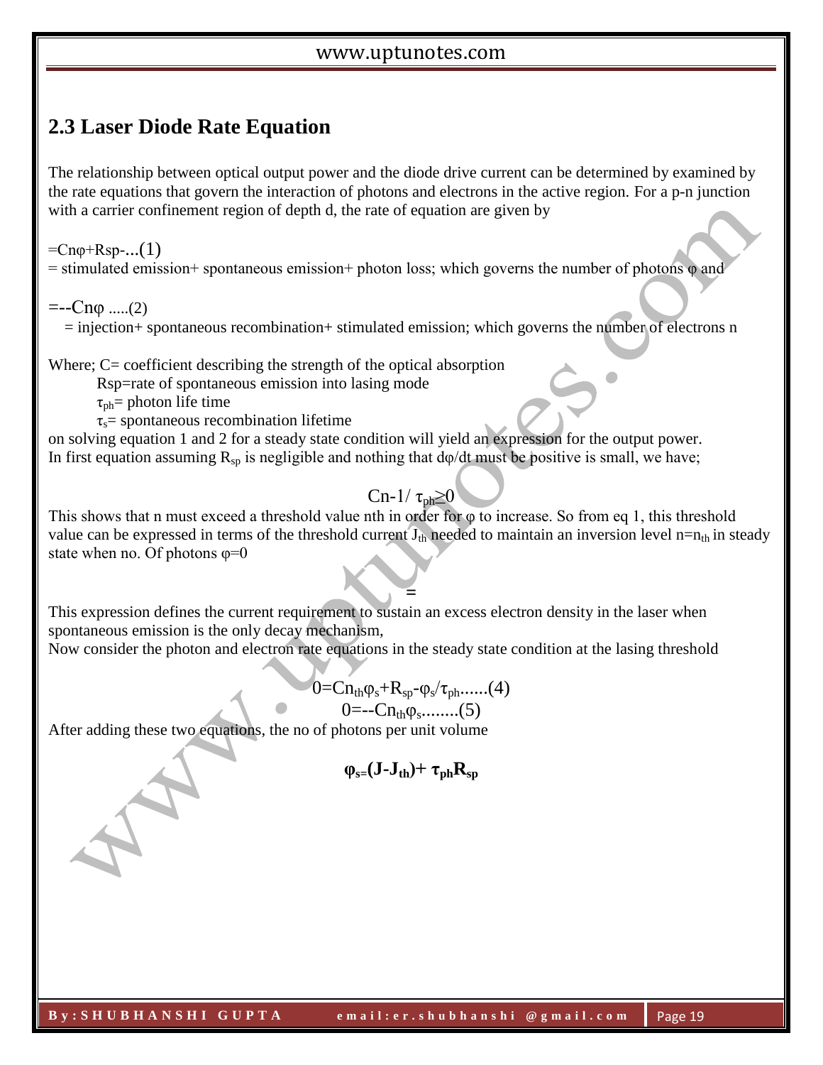## 2.3 Laser Diode Rate Equation

The relationship between optical output power and the diode drive current can be determined by examined by the rate equations that govern the interaction of photons and electrons in the active region. For a p-n junction with a carrier confinement region of depth d, the rate of equation are given by

$=Cn\varphi+Rsp-$...(1)

= stimulated emission+ spontaneous emission+ photon loss; which governs the number of photons $\varphi$ and

$=--Cn\varphi$ .....(2)

= injection+ spontaneous recombination+ stimulated emission; which governs the number of electrons n

Where; C= coefficient describing the strength of the optical absorption

Rsp=rate of spontaneous emission into lasing mode

$\tau_{ph}$= photon life time

$\tau_s$= spontaneous recombination lifetime

on solving equation 1 and 2 for a steady state condition will yield an expression for the output power. In first equation assuming $R_{sp}$ is negligible and nothing that $d\varphi/dt$ must be positive is small, we have;

$$Cn-1/\tau_{ph}\geq 0$$

This shows that n must exceed a threshold value nth in order for $\varphi$ to increase. So from eq 1, this threshold value can be expressed in terms of the threshold current $J_{th}$ needed to maintain an inversion level $n=n_{th}$ in steady state when no. Of photons $\varphi=0$

=

This expression defines the current requirement to sustain an excess electron density in the laser when spontaneous emission is the only decay mechanism,

Now consider the photon and electron rate equations in the steady state condition at the lasing threshold

$$0=Cn_{th}\varphi_s+R_{sp}-\varphi_s/\tau_{ph}......(4)$$

$$0=--Cn_{th}\varphi_s........(5)$$

After adding these two equations, the no of photons per unit volume

$$\boldsymbol{\varphi_s=(J-J_{th})+\tau_{ph}R_{sp}}$$